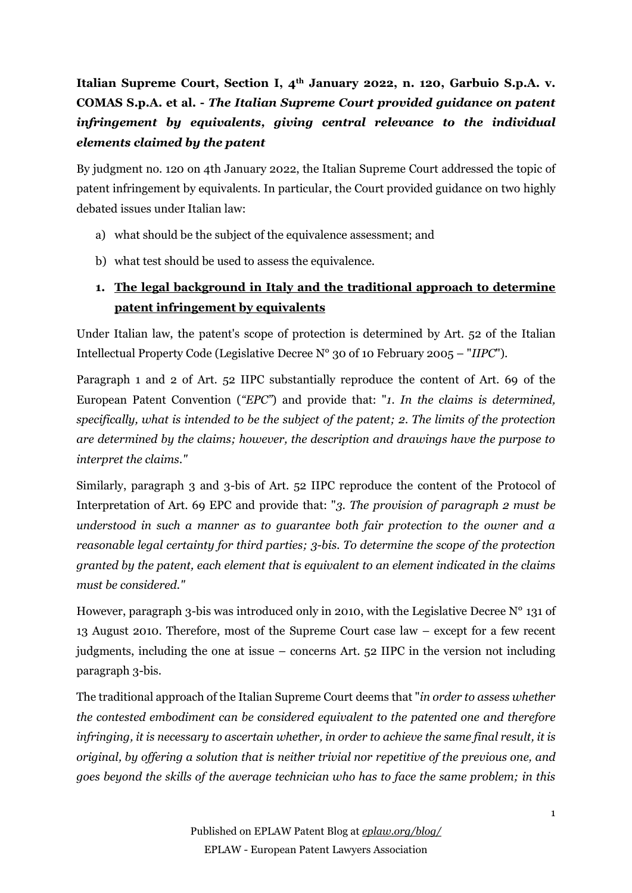**Italian Supreme Court, Section I, 4th January 2022, n. 120, Garbuio S.p.A. v. COMAS S.p.A. et al. - *The Italian Supreme Court provided guidance on patent infringement by equivalents, giving central relevance to the individual elements claimed by the patent***

By judgment no. 120 on 4th January 2022, the Italian Supreme Court addressed the topic of patent infringement by equivalents. In particular, the Court provided guidance on two highly debated issues under Italian law:

a) what should be the subject of the equivalence assessment; and

b) what test should be used to assess the equivalence.

## 1. The legal background in Italy and the traditional approach to determine patent infringement by equivalents

Under Italian law, the patent's scope of protection is determined by Art. 52 of the Italian Intellectual Property Code (Legislative Decree N° 30 of 10 February 2005 – "*IIPC*").

Paragraph 1 and 2 of Art. 52 IIPC substantially reproduce the content of Art. 69 of the European Patent Convention (*"EPC"*) and provide that: "*1. In the claims is determined, specifically, what is intended to be the subject of the patent; 2. The limits of the protection are determined by the claims; however, the description and drawings have the purpose to interpret the claims."*

Similarly, paragraph 3 and 3-bis of Art. 52 IIPC reproduce the content of the Protocol of Interpretation of Art. 69 EPC and provide that: "*3. The provision of paragraph 2 must be understood in such a manner as to guarantee both fair protection to the owner and a reasonable legal certainty for third parties; 3-bis. To determine the scope of the protection granted by the patent, each element that is equivalent to an element indicated in the claims must be considered."*

However, paragraph 3-bis was introduced only in 2010, with the Legislative Decree N° 131 of 13 August 2010. Therefore, most of the Supreme Court case law – except for a few recent judgments, including the one at issue – concerns Art. 52 IIPC in the version not including paragraph 3-bis.

The traditional approach of the Italian Supreme Court deems that "*in order to assess whether the contested embodiment can be considered equivalent to the patented one and therefore infringing, it is necessary to ascertain whether, in order to achieve the same final result, it is original, by offering a solution that is neither trivial nor repetitive of the previous one, and goes beyond the skills of the average technician who has to face the same problem; in this*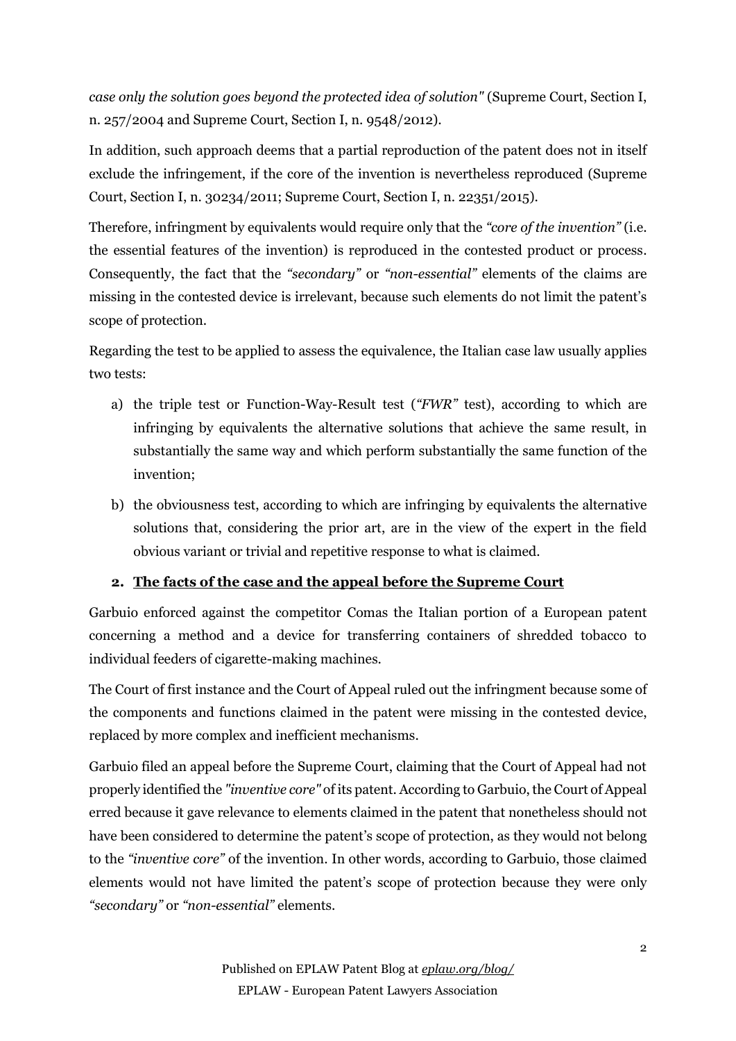*case only the solution goes beyond the protected idea of solution"* (Supreme Court, Section I, n. 257/2004 and Supreme Court, Section I, n. 9548/2012).

In addition, such approach deems that a partial reproduction of the patent does not in itself exclude the infringement, if the core of the invention is nevertheless reproduced (Supreme Court, Section I, n. 30234/2011; Supreme Court, Section I, n. 22351/2015).

Therefore, infringment by equivalents would require only that the *"core of the invention"* (i.e. the essential features of the invention) is reproduced in the contested product or process. Consequently, the fact that the *"secondary"* or *"non-essential"* elements of the claims are missing in the contested device is irrelevant, because such elements do not limit the patent's scope of protection.

Regarding the test to be applied to assess the equivalence, the Italian case law usually applies two tests:

a) the triple test or Function-Way-Result test (*"FWR"* test), according to which are infringing by equivalents the alternative solutions that achieve the same result, in substantially the same way and which perform substantially the same function of the invention;

b) the obviousness test, according to which are infringing by equivalents the alternative solutions that, considering the prior art, are in the view of the expert in the field obvious variant or trivial and repetitive response to what is claimed.

## 2. <u>The facts of the case and the appeal before the Supreme Court</u>

Garbuio enforced against the competitor Comas the Italian portion of a European patent concerning a method and a device for transferring containers of shredded tobacco to individual feeders of cigarette-making machines.

The Court of first instance and the Court of Appeal ruled out the infringment because some of the components and functions claimed in the patent were missing in the contested device, replaced by more complex and inefficient mechanisms.

Garbuio filed an appeal before the Supreme Court, claiming that the Court of Appeal had not properly identified the *"inventive core"* of its patent. According to Garbuio, the Court of Appeal erred because it gave relevance to elements claimed in the patent that nonetheless should not have been considered to determine the patent's scope of protection, as they would not belong to the *"inventive core"* of the invention. In other words, according to Garbuio, those claimed elements would not have limited the patent's scope of protection because they were only *"secondary"* or *"non-essential"* elements.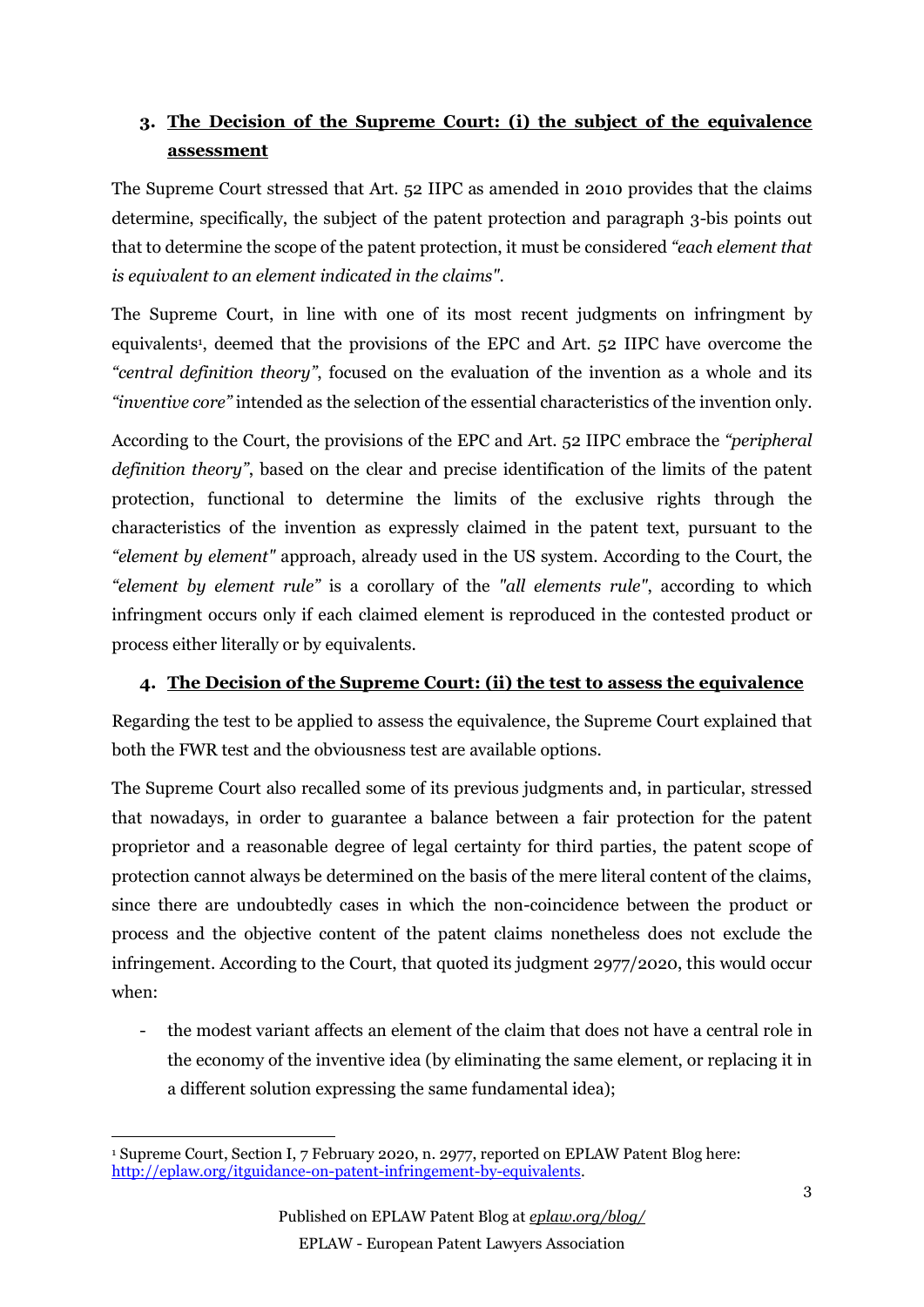## 3. The Decision of the Supreme Court: (i) the subject of the equivalence assessment

The Supreme Court stressed that Art. 52 IIPC as amended in 2010 provides that the claims determine, specifically, the subject of the patent protection and paragraph 3-bis points out that to determine the scope of the patent protection, it must be considered *"each element that is equivalent to an element indicated in the claims"*.

The Supreme Court, in line with one of its most recent judgments on infringment by equivalents[1], deemed that the provisions of the EPC and Art. 52 IIPC have overcome the *"central definition theory"*, focused on the evaluation of the invention as a whole and its *"inventive core"* intended as the selection of the essential characteristics of the invention only.

According to the Court, the provisions of the EPC and Art. 52 IIPC embrace the *"peripheral definition theory"*, based on the clear and precise identification of the limits of the patent protection, functional to determine the limits of the exclusive rights through the characteristics of the invention as expressly claimed in the patent text, pursuant to the *"element by element"* approach, already used in the US system. According to the Court, the *"element by element rule"* is a corollary of the *"all elements rule"*, according to which infringment occurs only if each claimed element is reproduced in the contested product or process either literally or by equivalents.

## 4. The Decision of the Supreme Court: (ii) the test to assess the equivalence

Regarding the test to be applied to assess the equivalence, the Supreme Court explained that both the FWR test and the obviousness test are available options.

The Supreme Court also recalled some of its previous judgments and, in particular, stressed that nowadays, in order to guarantee a balance between a fair protection for the patent proprietor and a reasonable degree of legal certainty for third parties, the patent scope of protection cannot always be determined on the basis of the mere literal content of the claims, since there are undoubtedly cases in which the non-coincidence between the product or process and the objective content of the patent claims nonetheless does not exclude the infringement. According to the Court, that quoted its judgment 2977/2020, this would occur when:

- the modest variant affects an element of the claim that does not have a central role in the economy of the inventive idea (by eliminating the same element, or replacing it in a different solution expressing the same fundamental idea);

---

[1] Supreme Court, Section I, 7 February 2020, n. 2977, reported on EPLAW Patent Blog here: http://eplaw.org/itguidance-on-patent-infringement-by-equivalents.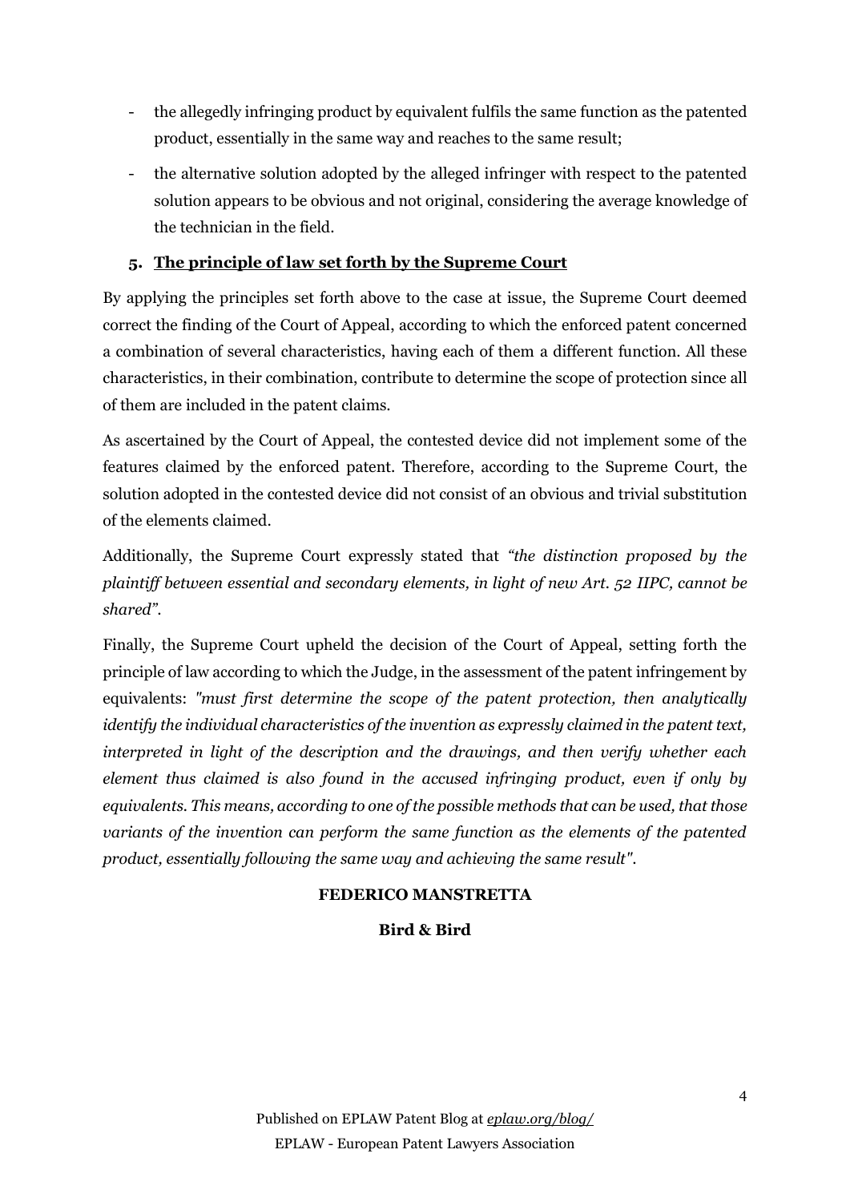- the allegedly infringing product by equivalent fulfils the same function as the patented product, essentially in the same way and reaches to the same result;
- the alternative solution adopted by the alleged infringer with respect to the patented solution appears to be obvious and not original, considering the average knowledge of the technician in the field.

## 5. The principle of law set forth by the Supreme Court

By applying the principles set forth above to the case at issue, the Supreme Court deemed correct the finding of the Court of Appeal, according to which the enforced patent concerned a combination of several characteristics, having each of them a different function. All these characteristics, in their combination, contribute to determine the scope of protection since all of them are included in the patent claims.

As ascertained by the Court of Appeal, the contested device did not implement some of the features claimed by the enforced patent. Therefore, according to the Supreme Court, the solution adopted in the contested device did not consist of an obvious and trivial substitution of the elements claimed.

Additionally, the Supreme Court expressly stated that *"the distinction proposed by the plaintiff between essential and secondary elements, in light of new Art. 52 IIPC, cannot be shared"*.

Finally, the Supreme Court upheld the decision of the Court of Appeal, setting forth the principle of law according to which the Judge, in the assessment of the patent infringement by equivalents: *"must first determine the scope of the patent protection, then analytically identify the individual characteristics of the invention as expressly claimed in the patent text, interpreted in light of the description and the drawings, and then verify whether each element thus claimed is also found in the accused infringing product, even if only by equivalents. This means, according to one of the possible methods that can be used, that those variants of the invention can perform the same function as the elements of the patented product, essentially following the same way and achieving the same result"*.

**FEDERICO MANSTRETTA**

**Bird & Bird**

Published on EPLAW Patent Blog at *eplaw.org/blog/*

EPLAW - European Patent Lawyers Association